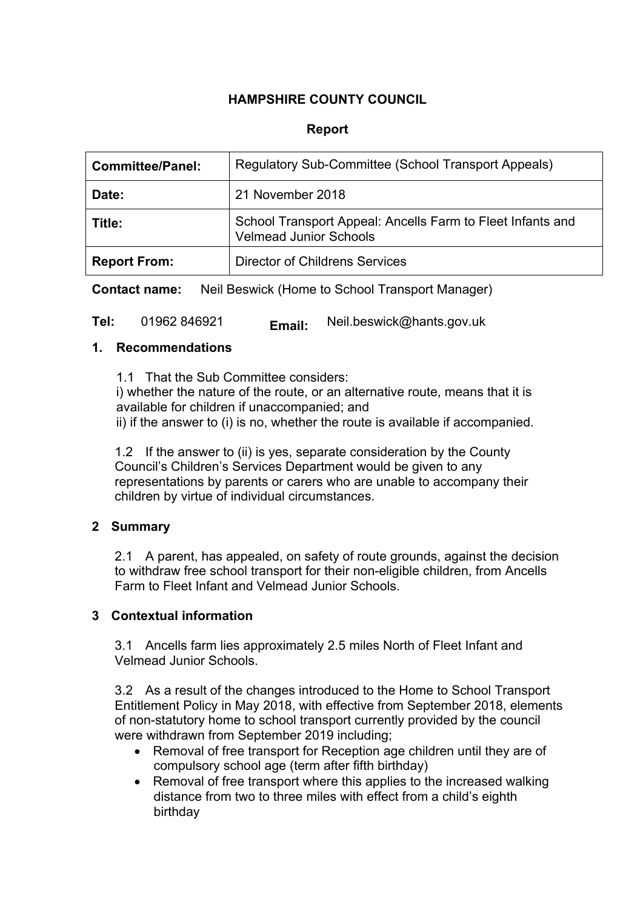**HAMPSHIRE COUNTY COUNCIL**

**Report**

| **Committee/Panel:** | Regulatory Sub-Committee (School Transport Appeals) |
|---|---|
| **Date:** | 21 November 2018 |
| **Title:** | School Transport Appeal: Ancells Farm to Fleet Infants and Velmead Junior Schools |
| **Report From:** | Director of Childrens Services |

**Contact name:** Neil Beswick (Home to School Transport Manager)

**Tel:** 01962 846921 **Email:** Neil.beswick@hants.gov.uk

## 1. Recommendations

1.1 That the Sub Committee considers:
i) whether the nature of the route, or an alternative route, means that it is available for children if unaccompanied; and
ii) if the answer to (i) is no, whether the route is available if accompanied.

1.2 If the answer to (ii) is yes, separate consideration by the County Council's Children's Services Department would be given to any representations by parents or carers who are unable to accompany their children by virtue of individual circumstances.

## 2 Summary

2.1 A parent, has appealed, on safety of route grounds, against the decision to withdraw free school transport for their non-eligible children, from Ancells Farm to Fleet Infant and Velmead Junior Schools.

## 3 Contextual information

3.1 Ancells farm lies approximately 2.5 miles North of Fleet Infant and Velmead Junior Schools.

3.2 As a result of the changes introduced to the Home to School Transport Entitlement Policy in May 2018, with effective from September 2018, elements of non-statutory home to school transport currently provided by the council were withdrawn from September 2019 including;

- Removal of free transport for Reception age children until they are of compulsory school age (term after fifth birthday)
- Removal of free transport where this applies to the increased walking distance from two to three miles with effect from a child's eighth birthday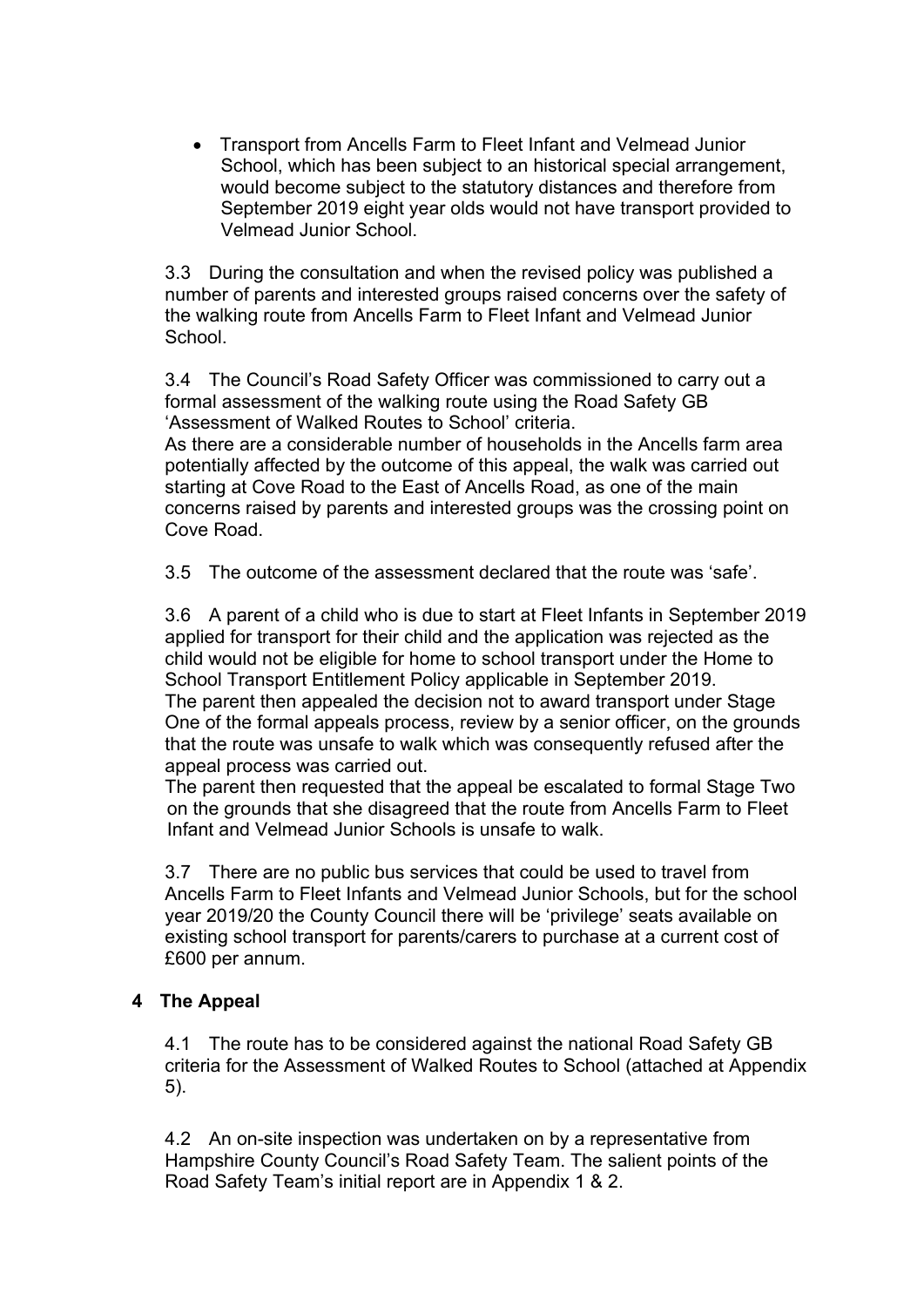- Transport from Ancells Farm to Fleet Infant and Velmead Junior School, which has been subject to an historical special arrangement, would become subject to the statutory distances and therefore from September 2019 eight year olds would not have transport provided to Velmead Junior School.

3.3 During the consultation and when the revised policy was published a number of parents and interested groups raised concerns over the safety of the walking route from Ancells Farm to Fleet Infant and Velmead Junior School.

3.4 The Council's Road Safety Officer was commissioned to carry out a formal assessment of the walking route using the Road Safety GB 'Assessment of Walked Routes to School' criteria.
As there are a considerable number of households in the Ancells farm area potentially affected by the outcome of this appeal, the walk was carried out starting at Cove Road to the East of Ancells Road, as one of the main concerns raised by parents and interested groups was the crossing point on Cove Road.

3.5 The outcome of the assessment declared that the route was 'safe'.

3.6 A parent of a child who is due to start at Fleet Infants in September 2019 applied for transport for their child and the application was rejected as the child would not be eligible for home to school transport under the Home to School Transport Entitlement Policy applicable in September 2019.
The parent then appealed the decision not to award transport under Stage One of the formal appeals process, review by a senior officer, on the grounds that the route was unsafe to walk which was consequently refused after the appeal process was carried out.
The parent then requested that the appeal be escalated to formal Stage Two on the grounds that she disagreed that the route from Ancells Farm to Fleet Infant and Velmead Junior Schools is unsafe to walk.

3.7 There are no public bus services that could be used to travel from Ancells Farm to Fleet Infants and Velmead Junior Schools, but for the school year 2019/20 the County Council there will be 'privilege' seats available on existing school transport for parents/carers to purchase at a current cost of £600 per annum.

## 4 The Appeal

4.1 The route has to be considered against the national Road Safety GB criteria for the Assessment of Walked Routes to School (attached at Appendix 5).

4.2 An on-site inspection was undertaken on by a representative from Hampshire County Council's Road Safety Team. The salient points of the Road Safety Team's initial report are in Appendix 1 & 2.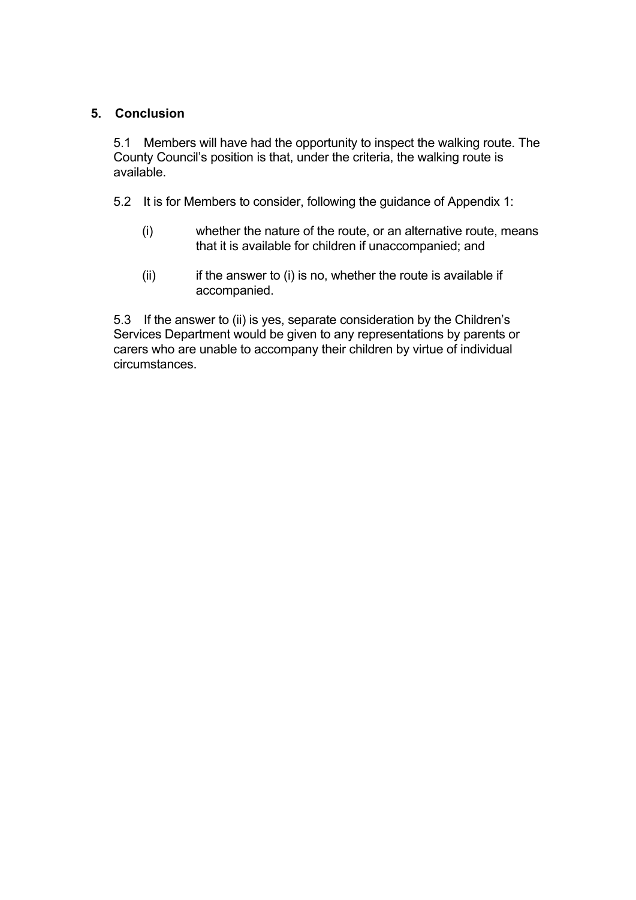## 5. Conclusion

5.1 Members will have had the opportunity to inspect the walking route. The County Council's position is that, under the criteria, the walking route is available.

5.2 It is for Members to consider, following the guidance of Appendix 1:

(i) whether the nature of the route, or an alternative route, means that it is available for children if unaccompanied; and

(ii) if the answer to (i) is no, whether the route is available if accompanied.

5.3 If the answer to (ii) is yes, separate consideration by the Children's Services Department would be given to any representations by parents or carers who are unable to accompany their children by virtue of individual circumstances.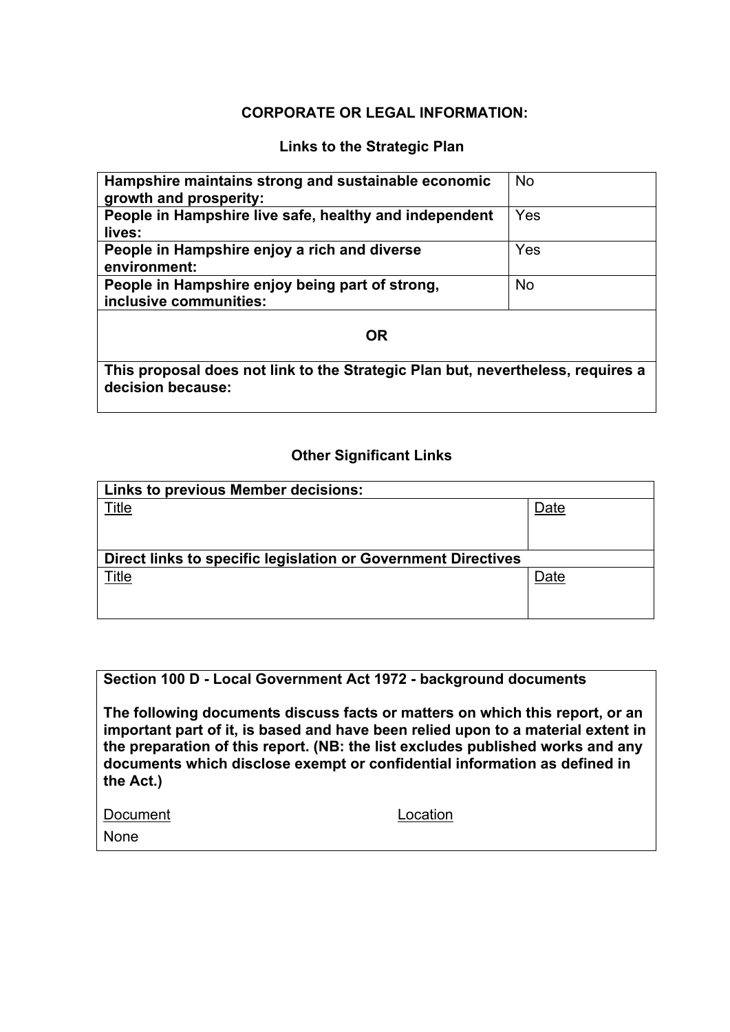**CORPORATE OR LEGAL INFORMATION:**

**Links to the Strategic Plan**

| | |
|---|---|
| **Hampshire maintains strong and sustainable economic growth and prosperity:** | No |
| **People in Hampshire live safe, healthy and independent lives:** | Yes |
| **People in Hampshire enjoy a rich and diverse environment:** | Yes |
| **People in Hampshire enjoy being part of strong, inclusive communities:** | No |
| **OR** | |
| **This proposal does not link to the Strategic Plan but, nevertheless, requires a decision because:** | |

**Other Significant Links**

| **Links to previous Member decisions:** | |
|---|---|
| Title | Date |
| **Direct links to specific legislation or Government Directives** | |
| Title | Date |

**Section 100 D - Local Government Act 1972 - background documents**

**The following documents discuss facts or matters on which this report, or an important part of it, is based and have been relied upon to a material extent in the preparation of this report. (NB: the list excludes published works and any documents which disclose exempt or confidential information as defined in the Act.)**

| Document | Location |
|---|---|
| None | |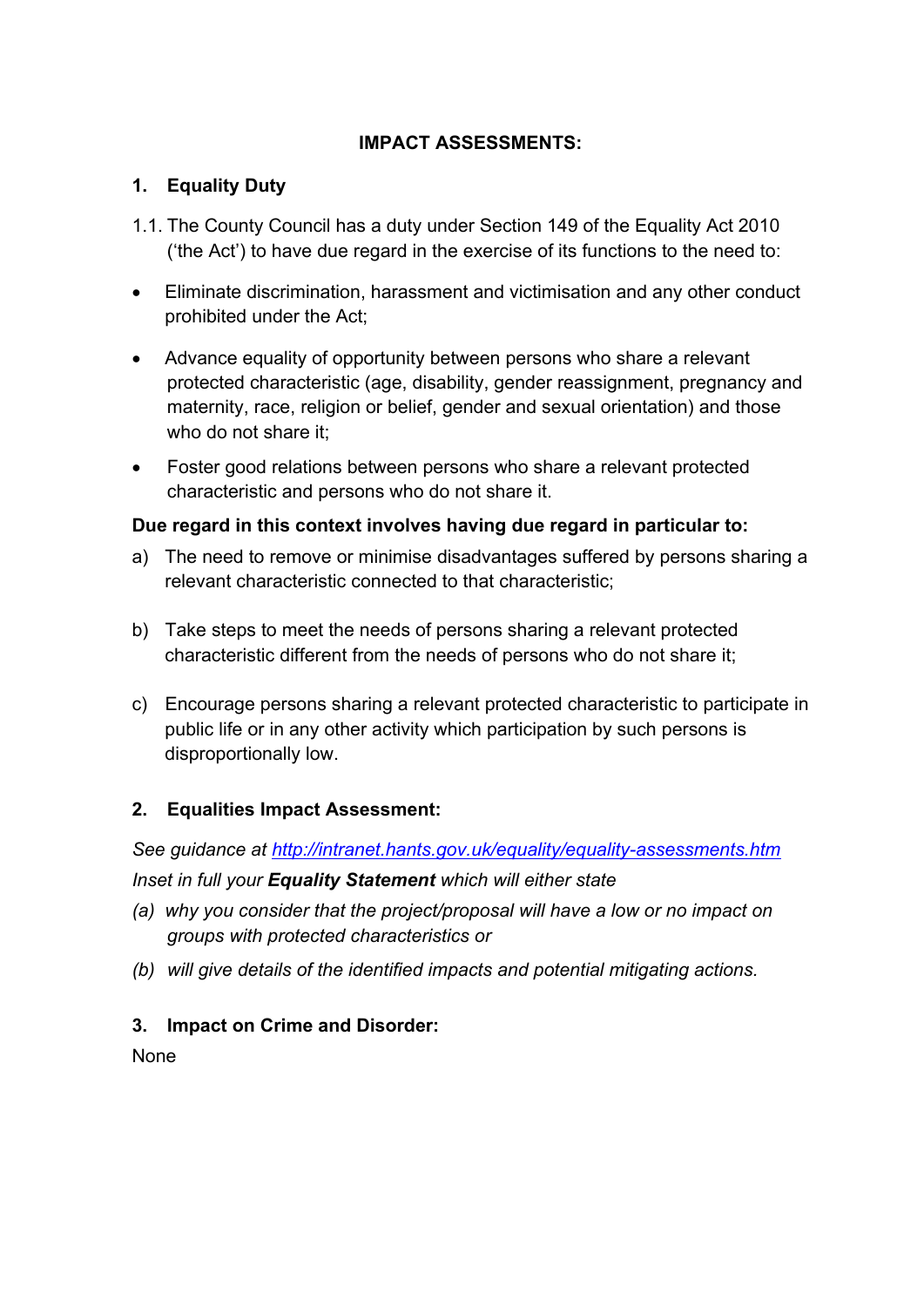# IMPACT ASSESSMENTS:

## 1. Equality Duty

1.1. The County Council has a duty under Section 149 of the Equality Act 2010 ('the Act') to have due regard in the exercise of its functions to the need to:

- Eliminate discrimination, harassment and victimisation and any other conduct prohibited under the Act;
- Advance equality of opportunity between persons who share a relevant protected characteristic (age, disability, gender reassignment, pregnancy and maternity, race, religion or belief, gender and sexual orientation) and those who do not share it;
- Foster good relations between persons who share a relevant protected characteristic and persons who do not share it.

**Due regard in this context involves having due regard in particular to:**

a) The need to remove or minimise disadvantages suffered by persons sharing a relevant characteristic connected to that characteristic;

b) Take steps to meet the needs of persons sharing a relevant protected characteristic different from the needs of persons who do not share it;

c) Encourage persons sharing a relevant protected characteristic to participate in public life or in any other activity which participation by such persons is disproportionally low.

## 2. Equalities Impact Assessment:

*See guidance at [http://intranet.hants.gov.uk/equality/equality-assessments.htm](http://intranet.hants.gov.uk/equality/equality-assessments.htm)*

*Inset in full your **Equality Statement** which will either state*

*(a) why you consider that the project/proposal will have a low or no impact on groups with protected characteristics or*

*(b) will give details of the identified impacts and potential mitigating actions.*

## 3. Impact on Crime and Disorder:

None